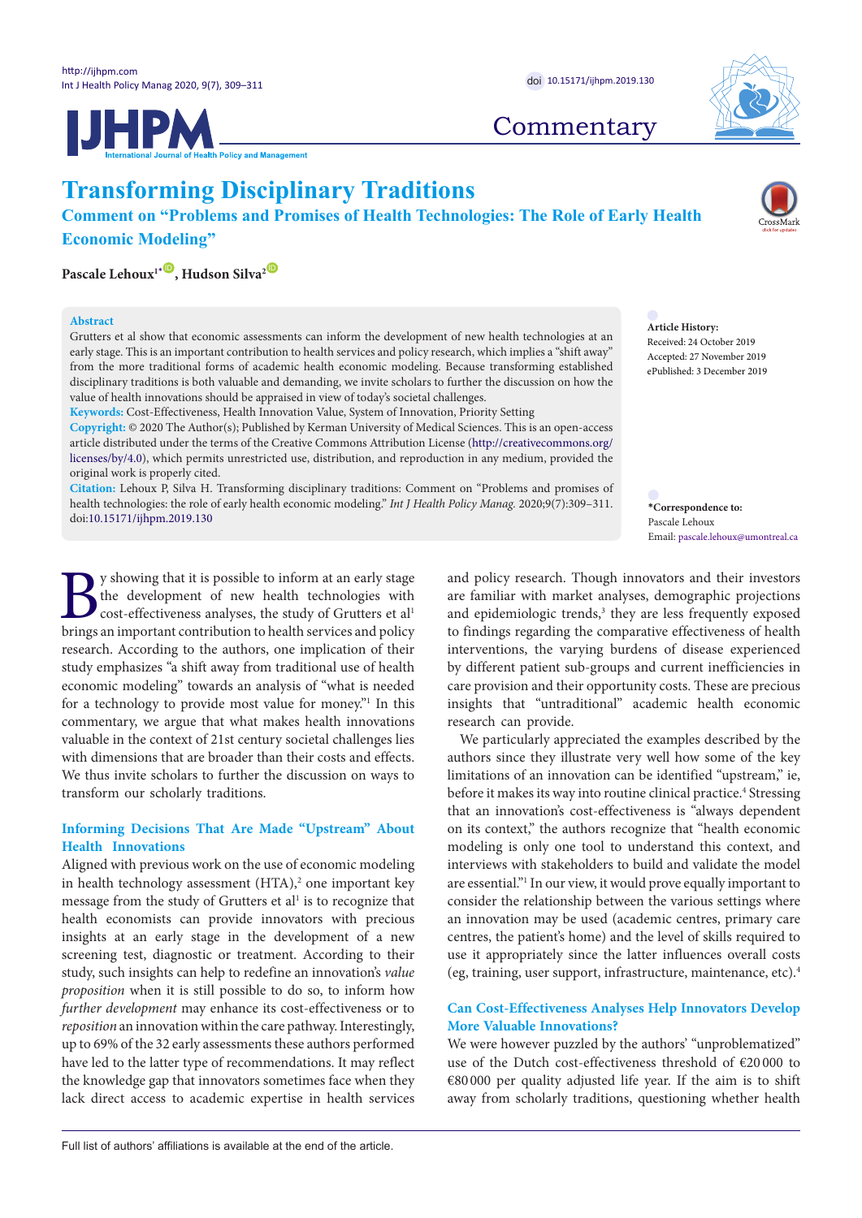Commentary

# Transforming Disciplinary Traditions

## Comment on "Problems and Promises of Health Technologies: The Role of Early Health Economic Modeling"

**Pascale Lehoux[1*], Hudson Silva[2]**

### Abstract

Grutters et al show that economic assessments can inform the development of new health technologies at an early stage. This is an important contribution to health services and policy research, which implies a "shift away" from the more traditional forms of academic health economic modeling. Because transforming established disciplinary traditions is both valuable and demanding, we invite scholars to further the discussion on how the value of health innovations should be appraised in view of today's societal challenges.

**Keywords:** Cost-Effectiveness, Health Innovation Value, System of Innovation, Priority Setting

**Copyright:** © 2020 The Author(s); Published by Kerman University of Medical Sciences. This is an open-access article distributed under the terms of the Creative Commons Attribution License (http://creativecommons.org/licenses/by/4.0), which permits unrestricted use, distribution, and reproduction in any medium, provided the original work is properly cited.

**Citation:** Lehoux P, Silva H. Transforming disciplinary traditions: Comment on "Problems and promises of health technologies: the role of early health economic modeling." *Int J Health Policy Manag.* 2020;9(7):309–311. doi:10.15171/ijhpm.2019.130

**Article History:**
Received: 24 October 2019
Accepted: 27 November 2019
ePublished: 3 December 2019

**\*Correspondence to:**
Pascale Lehoux
Email: pascale.lehoux@umontreal.ca

By showing that it is possible to inform at an early stage the development of new health technologies with cost-effectiveness analyses, the study of Grutters et al[1] brings an important contribution to health services and policy research. According to the authors, one implication of their study emphasizes "a shift away from traditional use of health economic modeling" towards an analysis of "what is needed for a technology to provide most value for money."[1] In this commentary, we argue that what makes health innovations valuable in the context of 21st century societal challenges lies with dimensions that are broader than their costs and effects. We thus invite scholars to further the discussion on ways to transform our scholarly traditions.

### Informing Decisions That Are Made "Upstream" About Health Innovations

Aligned with previous work on the use of economic modeling in health technology assessment (HTA),[2] one important key message from the study of Grutters et al[1] is to recognize that health economists can provide innovators with precious insights at an early stage in the development of a new screening test, diagnostic or treatment. According to their study, such insights can help to redefine an innovation's *value proposition* when it is still possible to do so, to inform how *further development* may enhance its cost-effectiveness or to *reposition* an innovation within the care pathway. Interestingly, up to 69% of the 32 early assessments these authors performed have led to the latter type of recommendations. It may reflect the knowledge gap that innovators sometimes face when they lack direct access to academic expertise in health services and policy research. Though innovators and their investors are familiar with market analyses, demographic projections and epidemiologic trends,[3] they are less frequently exposed to findings regarding the comparative effectiveness of health interventions, the varying burdens of disease experienced by different patient sub-groups and current inefficiencies in care provision and their opportunity costs. These are precious insights that "untraditional" academic health economic research can provide.

We particularly appreciated the examples described by the authors since they illustrate very well how some of the key limitations of an innovation can be identified "upstream," ie, before it makes its way into routine clinical practice.[4] Stressing that an innovation's cost-effectiveness is "always dependent on its context," the authors recognize that "health economic modeling is only one tool to understand this context, and interviews with stakeholders to build and validate the model are essential."[1] In our view, it would prove equally important to consider the relationship between the various settings where an innovation may be used (academic centres, primary care centres, the patient's home) and the level of skills required to use it appropriately since the latter influences overall costs (eg, training, user support, infrastructure, maintenance, etc).[4]

### Can Cost-Effectiveness Analyses Help Innovators Develop More Valuable Innovations?

We were however puzzled by the authors' "unproblematized" use of the Dutch cost-effectiveness threshold of €20 000 to €80 000 per quality adjusted life year. If the aim is to shift away from scholarly traditions, questioning whether health

Full list of authors' affiliations is available at the end of the article.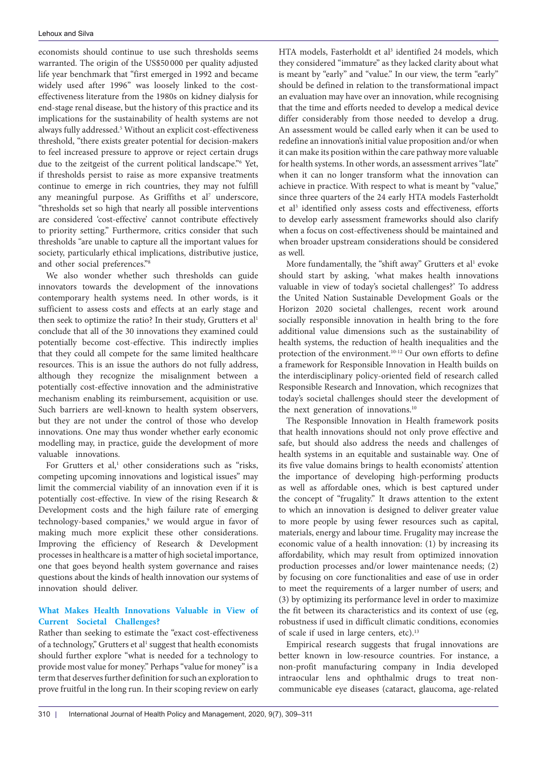economists should continue to use such thresholds seems warranted. The origin of the US$50 000 per quality adjusted life year benchmark that "first emerged in 1992 and became widely used after 1996" was loosely linked to the cost-effectiveness literature from the 1980s on kidney dialysis for end-stage renal disease, but the history of this practice and its implications for the sustainability of health systems are not always fully addressed.[5] Without an explicit cost-effectiveness threshold, "there exists greater potential for decision-makers to feel increased pressure to approve or reject certain drugs due to the zeitgeist of the current political landscape."[6] Yet, if thresholds persist to raise as more expansive treatments continue to emerge in rich countries, they may not fulfill any meaningful purpose. As Griffiths et al[7] underscore, "thresholds set so high that nearly all possible interventions are considered 'cost-effective' cannot contribute effectively to priority setting." Furthermore, critics consider that such thresholds "are unable to capture all the important values for society, particularly ethical implications, distributive justice, and other social preferences."[8]

We also wonder whether such thresholds can guide innovators towards the development of the innovations contemporary health systems need. In other words, is it sufficient to assess costs and effects at an early stage and then seek to optimize the ratio? In their study, Grutters et al[1] conclude that all of the 30 innovations they examined could potentially become cost-effective. This indirectly implies that they could all compete for the same limited healthcare resources. This is an issue the authors do not fully address, although they recognize the misalignment between a potentially cost-effective innovation and the administrative mechanism enabling its reimbursement, acquisition or use. Such barriers are well-known to health system observers, but they are not under the control of those who develop innovations. One may thus wonder whether early economic modelling may, in practice, guide the development of more valuable innovations.

For Grutters et al,[1] other considerations such as "risks, competing upcoming innovations and logistical issues" may limit the commercial viability of an innovation even if it is potentially cost-effective. In view of the rising Research & Development costs and the high failure rate of emerging technology-based companies,[9] we would argue in favor of making much more explicit these other considerations. Improving the efficiency of Research & Development processes in healthcare is a matter of high societal importance, one that goes beyond health system governance and raises questions about the kinds of health innovation our systems of innovation should deliver.

### What Makes Health Innovations Valuable in View of Current Societal Challenges?

Rather than seeking to estimate the "exact cost-effectiveness of a technology," Grutters et al[1] suggest that health economists should further explore "what is needed for a technology to provide most value for money." Perhaps "value for money" is a term that deserves further definition for such an exploration to prove fruitful in the long run. In their scoping review on early HTA models, Fasterholdt et al[3] identified 24 models, which they considered "immature" as they lacked clarity about what is meant by "early" and "value." In our view, the term "early" should be defined in relation to the transformational impact an evaluation may have over an innovation, while recognising that the time and efforts needed to develop a medical device differ considerably from those needed to develop a drug. An assessment would be called early when it can be used to redefine an innovation's initial value proposition and/or when it can make its position within the care pathway more valuable for health systems. In other words, an assessment arrives "late" when it can no longer transform what the innovation can achieve in practice. With respect to what is meant by "value," since three quarters of the 24 early HTA models Fasterholdt et al[3] identified only assess costs and effectiveness, efforts to develop early assessment frameworks should also clarify when a focus on cost-effectiveness should be maintained and when broader upstream considerations should be considered as well.

More fundamentally, the "shift away" Grutters et al[1] evoke should start by asking, 'what makes health innovations valuable in view of today's societal challenges?' To address the United Nation Sustainable Development Goals or the Horizon 2020 societal challenges, recent work around socially responsible innovation in health bring to the fore additional value dimensions such as the sustainability of health systems, the reduction of health inequalities and the protection of the environment.[10-12] Our own efforts to define a framework for Responsible Innovation in Health builds on the interdisciplinary policy-oriented field of research called Responsible Research and Innovation, which recognizes that today's societal challenges should steer the development of the next generation of innovations.[10]

The Responsible Innovation in Health framework posits that health innovations should not only prove effective and safe, but should also address the needs and challenges of health systems in an equitable and sustainable way. One of its five value domains brings to health economists' attention the importance of developing high-performing products as well as affordable ones, which is best captured under the concept of "frugality." It draws attention to the extent to which an innovation is designed to deliver greater value to more people by using fewer resources such as capital, materials, energy and labour time. Frugality may increase the economic value of a health innovation: (1) by increasing its affordability, which may result from optimized innovation production processes and/or lower maintenance needs; (2) by focusing on core functionalities and ease of use in order to meet the requirements of a larger number of users; and (3) by optimizing its performance level in order to maximize the fit between its characteristics and its context of use (eg, robustness if used in difficult climatic conditions, economies of scale if used in large centers, etc).[13]

Empirical research suggests that frugal innovations are better known in low-resource countries. For instance, a non-profit manufacturing company in India developed intraocular lens and ophthalmic drugs to treat non-communicable eye diseases (cataract, glaucoma, age-related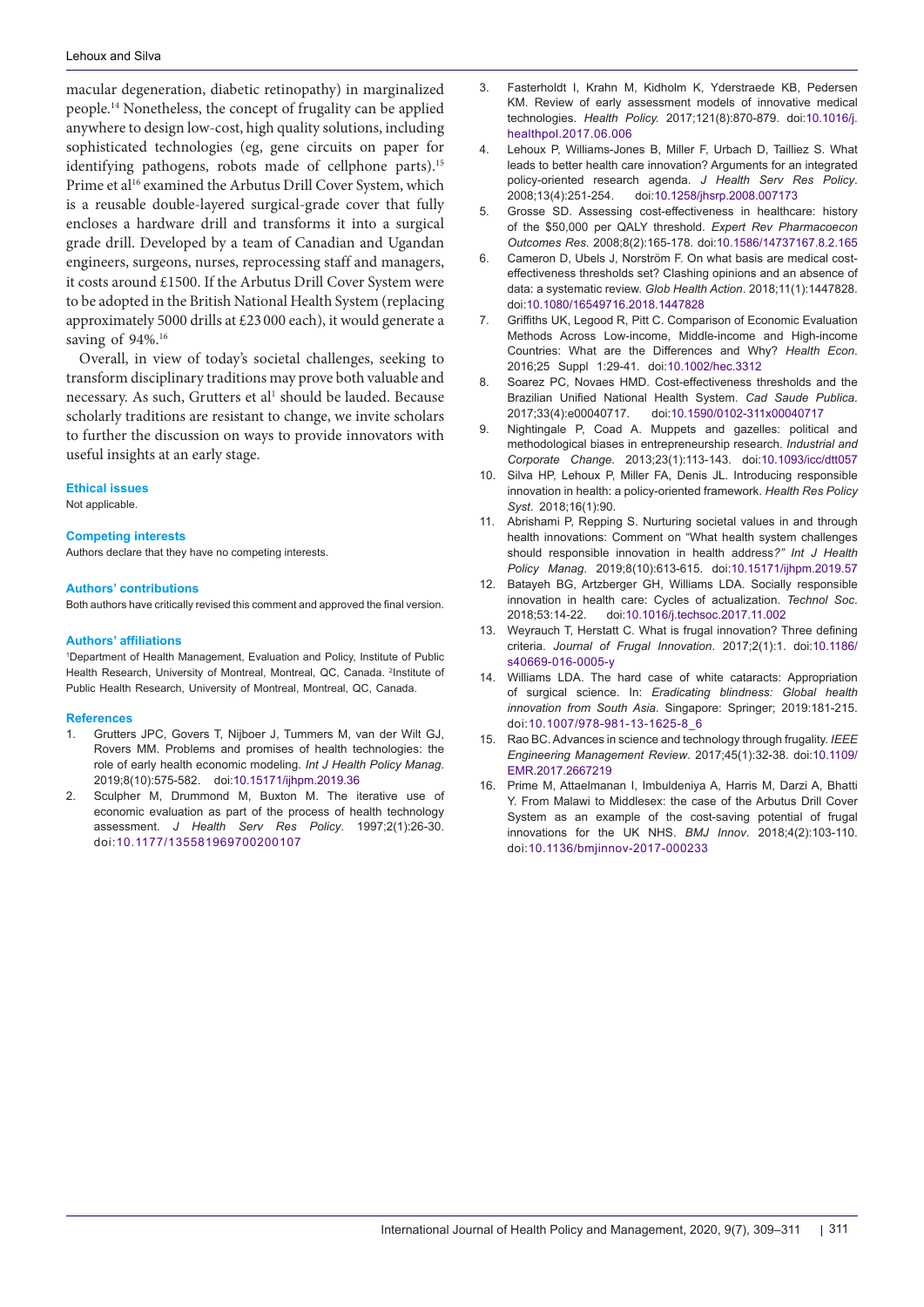macular degeneration, diabetic retinopathy) in marginalized people.[14] Nonetheless, the concept of frugality can be applied anywhere to design low-cost, high quality solutions, including sophisticated technologies (eg, gene circuits on paper for identifying pathogens, robots made of cellphone parts).[15] Prime et al[16] examined the Arbutus Drill Cover System, which is a reusable double-layered surgical-grade cover that fully encloses a hardware drill and transforms it into a surgical grade drill. Developed by a team of Canadian and Ugandan engineers, surgeons, nurses, reprocessing staff and managers, it costs around £1500. If the Arbutus Drill Cover System were to be adopted in the British National Health System (replacing approximately 5000 drills at £23 000 each), it would generate a saving of 94%.[16]

Overall, in view of today's societal challenges, seeking to transform disciplinary traditions may prove both valuable and necessary. As such, Grutters et al[1] should be lauded. Because scholarly traditions are resistant to change, we invite scholars to further the discussion on ways to provide innovators with useful insights at an early stage.

### Ethical issues

Not applicable.

### Competing interests

Authors declare that they have no competing interests.

### Authors' contributions

Both authors have critically revised this comment and approved the final version.

### Authors' affiliations

[1]Department of Health Management, Evaluation and Policy, Institute of Public Health Research, University of Montreal, Montreal, QC, Canada. [2]Institute of Public Health Research, University of Montreal, Montreal, QC, Canada.

### References

1. Grutters JPC, Govers T, Nijboer J, Tummers M, van der Wilt GJ, Rovers MM. Problems and promises of health technologies: the role of early health economic modeling. *Int J Health Policy Manag*. 2019;8(10):575-582. doi:10.15171/ijhpm.2019.36
2. Sculpher M, Drummond M, Buxton M. The iterative use of economic evaluation as part of the process of health technology assessment. *J Health Serv Res Policy*. 1997;2(1):26-30. doi:10.1177/135581969700200107
3. Fasterholdt I, Krahn M, Kidholm K, Yderstraede KB, Pedersen KM. Review of early assessment models of innovative medical technologies. *Health Policy*. 2017;121(8):870-879. doi:10.1016/j.healthpol.2017.06.006
4. Lehoux P, Williams-Jones B, Miller F, Urbach D, Tailliez S. What leads to better health care innovation? Arguments for an integrated policy-oriented research agenda. *J Health Serv Res Policy*. 2008;13(4):251-254. doi:10.1258/jhsrp.2008.007173
5. Grosse SD. Assessing cost-effectiveness in healthcare: history of the $50,000 per QALY threshold. *Expert Rev Pharmacoecon Outcomes Res*. 2008;8(2):165-178. doi:10.1586/14737167.8.2.165
6. Cameron D, Ubels J, Norström F. On what basis are medical cost-effectiveness thresholds set? Clashing opinions and an absence of data: a systematic review. *Glob Health Action*. 2018;11(1):1447828. doi:10.1080/16549716.2018.1447828
7. Griffiths UK, Legood R, Pitt C. Comparison of Economic Evaluation Methods Across Low-income, Middle-income and High-income Countries: What are the Differences and Why? *Health Econ*. 2016;25 Suppl 1:29-41. doi:10.1002/hec.3312
8. Soarez PC, Novaes HMD. Cost-effectiveness thresholds and the Brazilian Unified National Health System. *Cad Saude Publica*. 2017;33(4):e00040717. doi:10.1590/0102-311x00040717
9. Nightingale P, Coad A. Muppets and gazelles: political and methodological biases in entrepreneurship research. *Industrial and Corporate Change*. 2013;23(1):113-143. doi:10.1093/icc/dtt057
10. Silva HP, Lehoux P, Miller FA, Denis JL. Introducing responsible innovation in health: a policy-oriented framework. *Health Res Policy Syst*. 2018;16(1):90.
11. Abrishami P, Repping S. Nurturing societal values in and through health innovations: Comment on "What health system challenges should responsible innovation in health address*?" Int J Health Policy Manag*. 2019;8(10):613-615. doi:10.15171/ijhpm.2019.57
12. Batayeh BG, Artzberger GH, Williams LDA. Socially responsible innovation in health care: Cycles of actualization. *Technol Soc*. 2018;53:14-22. doi:10.1016/j.techsoc.2017.11.002
13. Weyrauch T, Herstatt C. What is frugal innovation? Three defining criteria. *Journal of Frugal Innovation*. 2017;2(1):1. doi:10.1186/s40669-016-0005-y
14. Williams LDA. The hard case of white cataracts: Appropriation of surgical science. In: *Eradicating blindness: Global health innovation from South Asia*. Singapore: Springer; 2019:181-215. doi:10.1007/978-981-13-1625-8_6
15. Rao BC. Advances in science and technology through frugality. *IEEE Engineering Management Review*. 2017;45(1):32-38. doi:10.1109/EMR.2017.2667219
16. Prime M, Attaelmanan I, Imbuldeniya A, Harris M, Darzi A, Bhatti Y. From Malawi to Middlesex: the case of the Arbutus Drill Cover System as an example of the cost-saving potential of frugal innovations for the UK NHS. *BMJ Innov*. 2018;4(2):103-110. doi:10.1136/bmjinnov-2017-000233